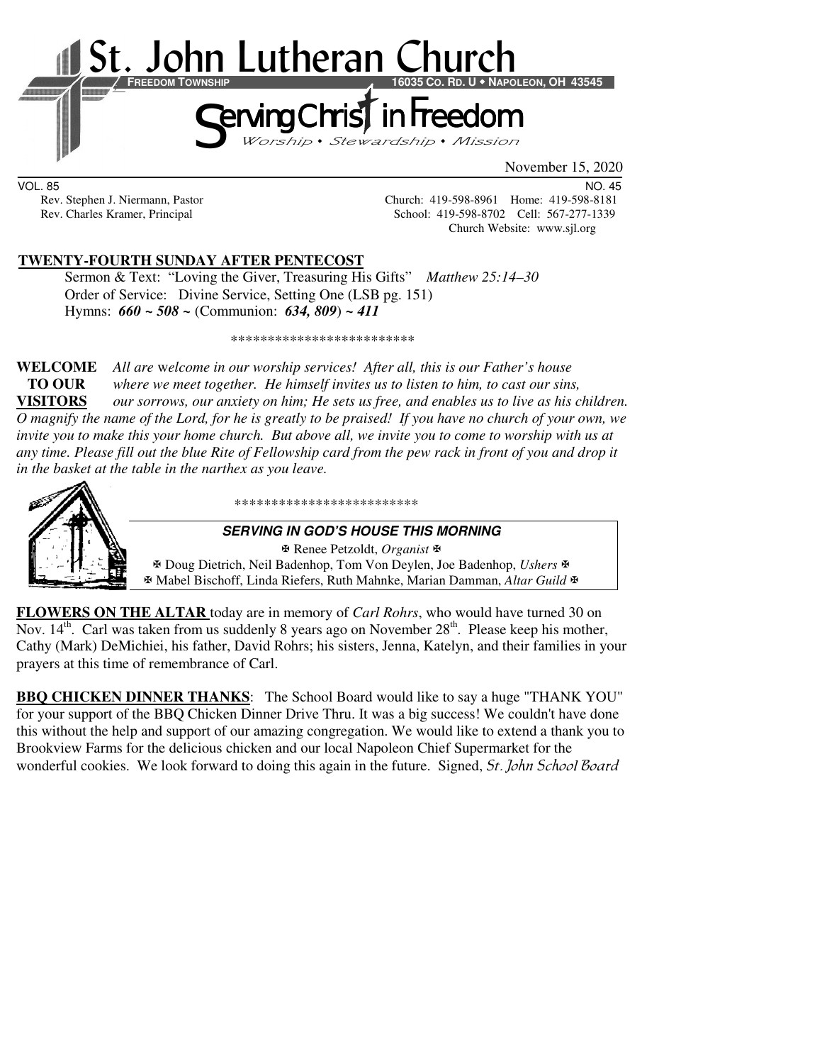# St. John Lutheran Church

**FREEDOM TOWNSHIP** **16035 CO. RD. U • NAPOLEON, OH 43545**

## Serving Christ in Freedom

*Worship • Stewardship • Mission*

November 15, 2020

VOL. 85 NO. 45

Rev. Stephen J. Niermann, Pastor Church: 419-598-8961 Home: 419-598-8181
Rev. Charles Kramer, Principal School: 419-598-8702 Cell: 567-277-1339
Church Website: www.sjl.org

**TWENTY-FOURTH SUNDAY AFTER PENTECOST**

Sermon & Text: "Loving the Giver, Treasuring His Gifts" *Matthew 25:14–30*
Order of Service: Divine Service, Setting One (LSB pg. 151)
Hymns: ***660 ~ 508 ~*** (Communion: ***634, 809***) ***~ 411***

*************************

**WELCOME TO OUR VISITORS** *All are welcome in our worship services! After all, this is our Father's house where we meet together. He himself invites us to listen to him, to cast our sins, our sorrows, our anxiety on him; He sets us free, and enables us to live as his children. O magnify the name of the Lord, for he is greatly to be praised! If you have no church of your own, we invite you to make this your home church. But above all, we invite you to come to worship with us at any time. Please fill out the blue Rite of Fellowship card from the pew rack in front of you and drop it in the basket at the table in the narthex as you leave.*

*************************

***SERVING IN GOD'S HOUSE THIS MORNING***

✠ Renee Petzoldt, *Organist* ✠
✠ Doug Dietrich, Neil Badenhop, Tom Von Deylen, Joe Badenhop, *Ushers* ✠
✠ Mabel Bischoff, Linda Riefers, Ruth Mahnke, Marian Damman, *Altar Guild* ✠

**FLOWERS ON THE ALTAR** today are in memory of *Carl Rohrs*, who would have turned 30 on Nov. 14th. Carl was taken from us suddenly 8 years ago on November 28th. Please keep his mother, Cathy (Mark) DeMichiei, his father, David Rohrs; his sisters, Jenna, Katelyn, and their families in your prayers at this time of remembrance of Carl.

**BBQ CHICKEN DINNER THANKS**: The School Board would like to say a huge "THANK YOU" for your support of the BBQ Chicken Dinner Drive Thru. It was a big success! We couldn't have done this without the help and support of our amazing congregation. We would like to extend a thank you to Brookview Farms for the delicious chicken and our local Napoleon Chief Supermarket for the wonderful cookies. We look forward to doing this again in the future. Signed, *St. John School Board*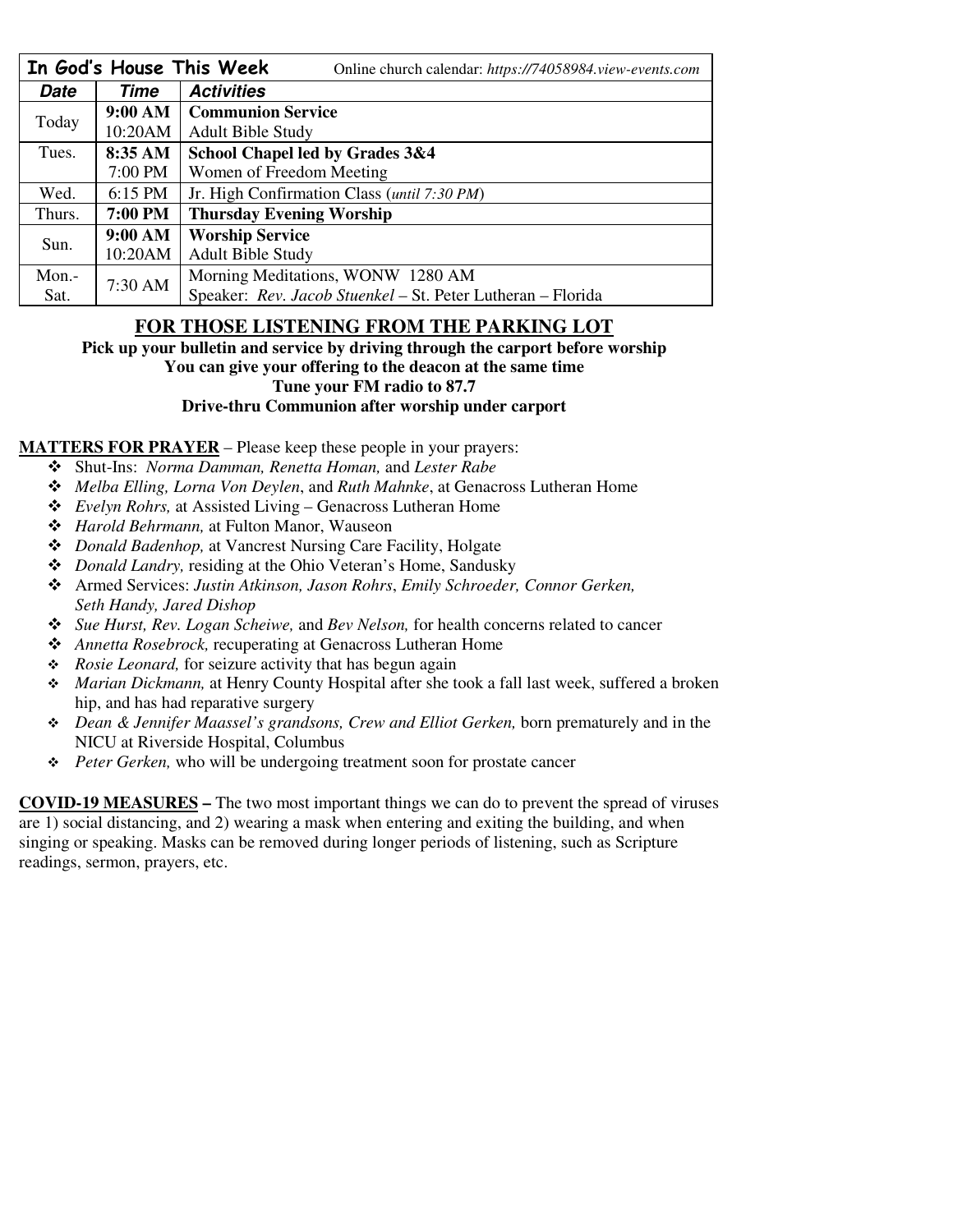| **In God's House This Week** | | Online church calendar: *https://74058984.view-events.com* |
|---|---|---|
| ***Date*** | ***Time*** | ***Activities*** |
| Today | **9:00 AM** | **Communion Service** |
| | 10:20AM | Adult Bible Study |
| Tues. | **8:35 AM** | **School Chapel led by Grades 3&4** |
| | 7:00 PM | Women of Freedom Meeting |
| Wed. | 6:15 PM | Jr. High Confirmation Class (*until 7:30 PM*) |
| Thurs. | **7:00 PM** | **Thursday Evening Worship** |
| Sun. | **9:00 AM** | **Worship Service** |
| | 10:20AM | Adult Bible Study |
| Mon.-Sat. | 7:30 AM | Morning Meditations, WONW 1280 AM<br>Speaker: *Rev. Jacob Stuenkel* – St. Peter Lutheran – Florida |

## FOR THOSE LISTENING FROM THE PARKING LOT

**Pick up your bulletin and service by driving through the carport before worship**
**You can give your offering to the deacon at the same time**
**Tune your FM radio to 87.7**
**Drive-thru Communion after worship under carport**

**MATTERS FOR PRAYER** – Please keep these people in your prayers:

- Shut-Ins: *Norma Damman, Renetta Homan,* and *Lester Rabe*
- *Melba Elling, Lorna Von Deylen*, and *Ruth Mahnke*, at Genacross Lutheran Home
- *Evelyn Rohrs,* at Assisted Living – Genacross Lutheran Home
- *Harold Behrmann,* at Fulton Manor, Wauseon
- *Donald Badenhop,* at Vancrest Nursing Care Facility, Holgate
- *Donald Landry,* residing at the Ohio Veteran's Home, Sandusky
- Armed Services: *Justin Atkinson, Jason Rohrs*, *Emily Schroeder, Connor Gerken, Seth Handy, Jared Dishop*
- *Sue Hurst, Rev. Logan Scheiwe,* and *Bev Nelson,* for health concerns related to cancer
- *Annetta Rosebrock,* recuperating at Genacross Lutheran Home
- *Rosie Leonard,* for seizure activity that has begun again
- *Marian Dickmann,* at Henry County Hospital after she took a fall last week, suffered a broken hip, and has had reparative surgery
- *Dean & Jennifer Maassel's grandsons, Crew and Elliot Gerken,* born prematurely and in the NICU at Riverside Hospital, Columbus
- *Peter Gerken,* who will be undergoing treatment soon for prostate cancer

**COVID-19 MEASURES –** The two most important things we can do to prevent the spread of viruses are 1) social distancing, and 2) wearing a mask when entering and exiting the building, and when singing or speaking. Masks can be removed during longer periods of listening, such as Scripture readings, sermon, prayers, etc.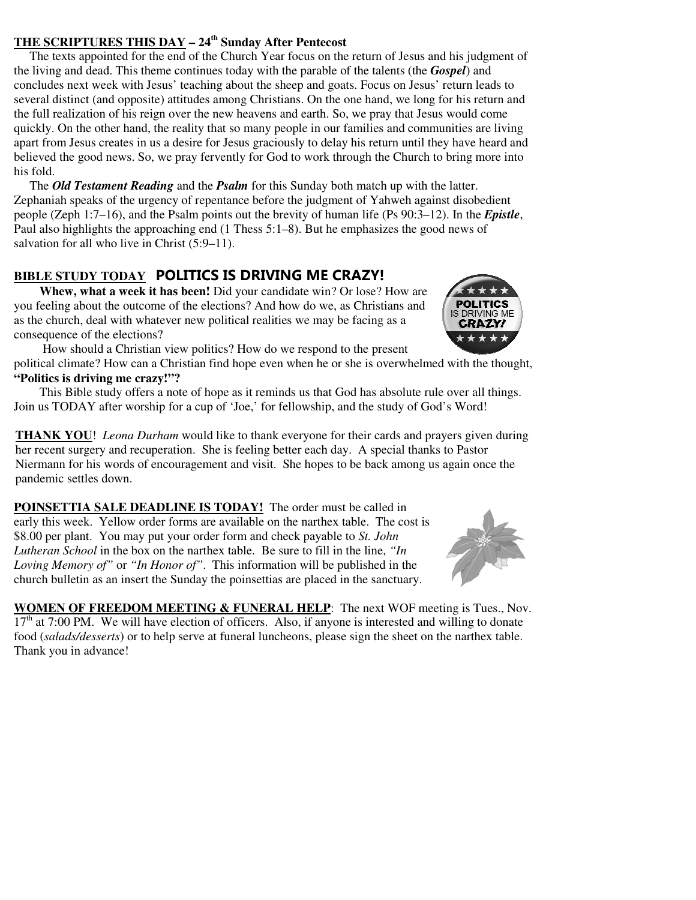**THE SCRIPTURES THIS DAY – 24th Sunday After Pentecost**

The texts appointed for the end of the Church Year focus on the return of Jesus and his judgment of the living and dead. This theme continues today with the parable of the talents (the ***Gospel***) and concludes next week with Jesus' teaching about the sheep and goats. Focus on Jesus' return leads to several distinct (and opposite) attitudes among Christians. On the one hand, we long for his return and the full realization of his reign over the new heavens and earth. So, we pray that Jesus would come quickly. On the other hand, the reality that so many people in our families and communities are living apart from Jesus creates in us a desire for Jesus graciously to delay his return until they have heard and believed the good news. So, we pray fervently for God to work through the Church to bring more into his fold.

The ***Old Testament Reading*** and the ***Psalm*** for this Sunday both match up with the latter. Zephaniah speaks of the urgency of repentance before the judgment of Yahweh against disobedient people (Zeph 1:7–16), and the Psalm points out the brevity of human life (Ps 90:3–12). In the ***Epistle***, Paul also highlights the approaching end (1 Thess 5:1–8). But he emphasizes the good news of salvation for all who live in Christ (5:9–11).

**BIBLE STUDY TODAY POLITICS IS DRIVING ME CRAZY!**

**Whew, what a week it has been!** Did your candidate win? Or lose? How are you feeling about the outcome of the elections? And how do we, as Christians and as the church, deal with whatever new political realities we may be facing as a consequence of the elections?

How should a Christian view politics? How do we respond to the present political climate? How can a Christian find hope even when he or she is overwhelmed with the thought, **"Politics is driving me crazy!"?**

This Bible study offers a note of hope as it reminds us that God has absolute rule over all things. Join us TODAY after worship for a cup of 'Joe,' for fellowship, and the study of God's Word!

**THANK YOU**! *Leona Durham* would like to thank everyone for their cards and prayers given during her recent surgery and recuperation. She is feeling better each day. A special thanks to Pastor Niermann for his words of encouragement and visit. She hopes to be back among us again once the pandemic settles down.

**POINSETTIA SALE DEADLINE IS TODAY!** The order must be called in early this week. Yellow order forms are available on the narthex table. The cost is $8.00 per plant. You may put your order form and check payable to *St. John Lutheran School* in the box on the narthex table. Be sure to fill in the line, *"In Loving Memory of"* or *"In Honor of"*. This information will be published in the church bulletin as an insert the Sunday the poinsettias are placed in the sanctuary.

**WOMEN OF FREEDOM MEETING & FUNERAL HELP**: The next WOF meeting is Tues., Nov. 17th at 7:00 PM. We will have election of officers. Also, if anyone is interested and willing to donate food (*salads/desserts*) or to help serve at funeral luncheons, please sign the sheet on the narthex table. Thank you in advance!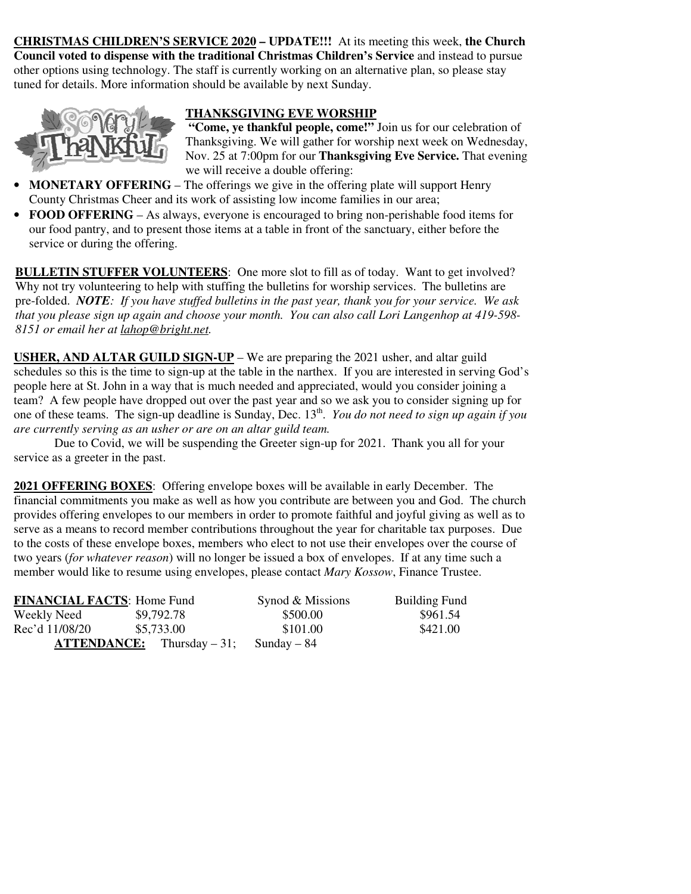**CHRISTMAS CHILDREN'S SERVICE 2020 – UPDATE!!!** At its meeting this week, **the Church Council voted to dispense with the traditional Christmas Children's Service** and instead to pursue other options using technology. The staff is currently working on an alternative plan, so please stay tuned for details. More information should be available by next Sunday.

**THANKSGIVING EVE WORSHIP**

**"Come, ye thankful people, come!"** Join us for our celebration of Thanksgiving. We will gather for worship next week on Wednesday, Nov. 25 at 7:00pm for our **Thanksgiving Eve Service.** That evening we will receive a double offering:

- **MONETARY OFFERING** – The offerings we give in the offering plate will support Henry County Christmas Cheer and its work of assisting low income families in our area;
- **FOOD OFFERING** – As always, everyone is encouraged to bring non-perishable food items for our food pantry, and to present those items at a table in front of the sanctuary, either before the service or during the offering.

**BULLETIN STUFFER VOLUNTEERS**: One more slot to fill as of today. Want to get involved? Why not try volunteering to help with stuffing the bulletins for worship services. The bulletins are pre-folded. ***NOTE****: If you have stuffed bulletins in the past year, thank you for your service. We ask that you please sign up again and choose your month. You can also call Lori Langenhop at 419-598-8151 or email her at lahop@bright.net.*

**USHER, AND ALTAR GUILD SIGN-UP** – We are preparing the 2021 usher, and altar guild schedules so this is the time to sign-up at the table in the narthex. If you are interested in serving God's people here at St. John in a way that is much needed and appreciated, would you consider joining a team? A few people have dropped out over the past year and so we ask you to consider signing up for one of these teams. The sign-up deadline is Sunday, Dec. 13th. *You do not need to sign up again if you are currently serving as an usher or are on an altar guild team.*

Due to Covid, we will be suspending the Greeter sign-up for 2021. Thank you all for your service as a greeter in the past.

**2021 OFFERING BOXES**: Offering envelope boxes will be available in early December. The financial commitments you make as well as how you contribute are between you and God. The church provides offering envelopes to our members in order to promote faithful and joyful giving as well as to serve as a means to record member contributions throughout the year for charitable tax purposes. Due to the costs of these envelope boxes, members who elect to not use their envelopes over the course of two years (*for whatever reason*) will no longer be issued a box of envelopes. If at any time such a member would like to resume using envelopes, please contact *Mary Kossow*, Finance Trustee.

| **FINANCIAL FACTS**: | Home Fund | Synod & Missions | Building Fund |
|---|---|---|---|
| Weekly Need | $9,792.78 | $500.00 | $961.54 |
| Rec'd 11/08/20 | $5,733.00 | $101.00 | $421.00 |

**ATTENDANCE:** Thursday – 31; Sunday – 84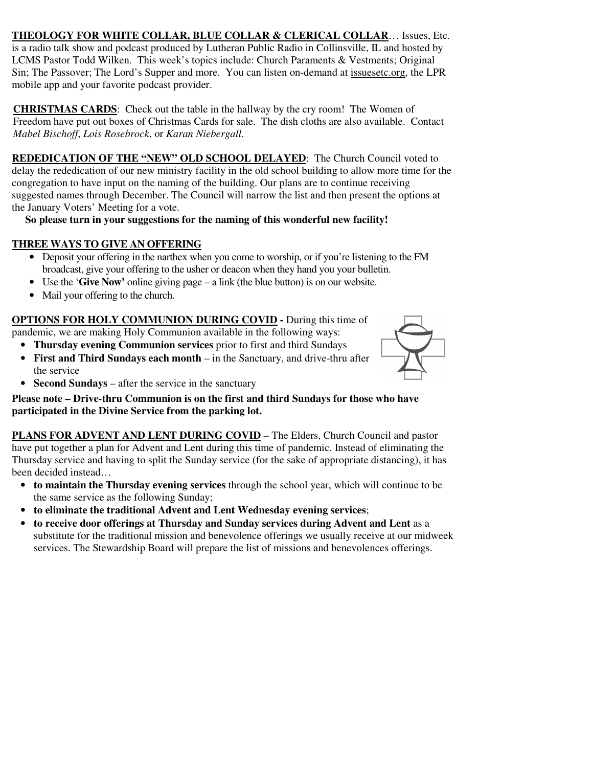**THEOLOGY FOR WHITE COLLAR, BLUE COLLAR & CLERICAL COLLAR**… Issues, Etc. is a radio talk show and podcast produced by Lutheran Public Radio in Collinsville, IL and hosted by LCMS Pastor Todd Wilken. This week's topics include: Church Paraments & Vestments; Original Sin; The Passover; The Lord's Supper and more. You can listen on-demand at issuesetc.org, the LPR mobile app and your favorite podcast provider.

**CHRISTMAS CARDS**: Check out the table in the hallway by the cry room! The Women of Freedom have put out boxes of Christmas Cards for sale. The dish cloths are also available. Contact *Mabel Bischoff*, *Lois Rosebrock*, or *Karan Niebergall*.

**REDEDICATION OF THE "NEW" OLD SCHOOL DELAYED**: The Church Council voted to delay the rededication of our new ministry facility in the old school building to allow more time for the congregation to have input on the naming of the building. Our plans are to continue receiving suggested names through December. The Council will narrow the list and then present the options at the January Voters' Meeting for a vote.

**So please turn in your suggestions for the naming of this wonderful new facility!**

**THREE WAYS TO GIVE AN OFFERING**

- Deposit your offering in the narthex when you come to worship, or if you're listening to the FM broadcast, give your offering to the usher or deacon when they hand you your bulletin.
- Use the '**Give Now'** online giving page – a link (the blue button) is on our website.
- Mail your offering to the church.

**OPTIONS FOR HOLY COMMUNION DURING COVID -** During this time of pandemic, we are making Holy Communion available in the following ways:

- **Thursday evening Communion services** prior to first and third Sundays
- **First and Third Sundays each month** – in the Sanctuary, and drive-thru after the service
- **Second Sundays** – after the service in the sanctuary

**Please note – Drive-thru Communion is on the first and third Sundays for those who have participated in the Divine Service from the parking lot.**

**PLANS FOR ADVENT AND LENT DURING COVID** – The Elders, Church Council and pastor have put together a plan for Advent and Lent during this time of pandemic. Instead of eliminating the Thursday service and having to split the Sunday service (for the sake of appropriate distancing), it has been decided instead…

- **to maintain the Thursday evening services** through the school year, which will continue to be the same service as the following Sunday;
- **to eliminate the traditional Advent and Lent Wednesday evening services**;
- **to receive door offerings at Thursday and Sunday services during Advent and Lent** as a substitute for the traditional mission and benevolence offerings we usually receive at our midweek services. The Stewardship Board will prepare the list of missions and benevolences offerings.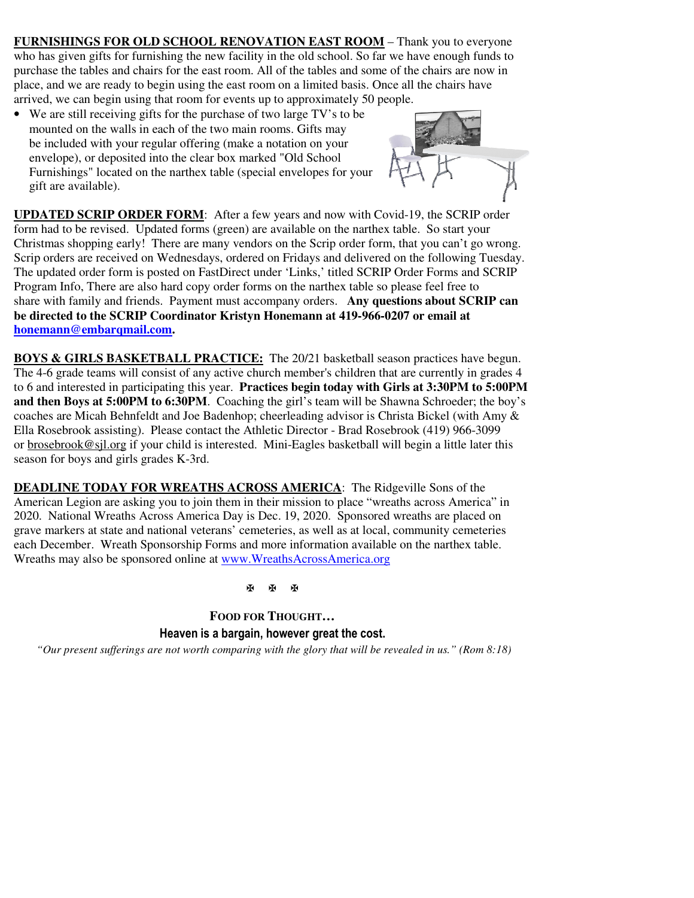**FURNISHINGS FOR OLD SCHOOL RENOVATION EAST ROOM** – Thank you to everyone who has given gifts for furnishing the new facility in the old school. So far we have enough funds to purchase the tables and chairs for the east room. All of the tables and some of the chairs are now in place, and we are ready to begin using the east room on a limited basis. Once all the chairs have arrived, we can begin using that room for events up to approximately 50 people.

- We are still receiving gifts for the purchase of two large TV's to be mounted on the walls in each of the two main rooms. Gifts may be included with your regular offering (make a notation on your envelope), or deposited into the clear box marked "Old School Furnishings" located on the narthex table (special envelopes for your gift are available).

**UPDATED SCRIP ORDER FORM**: After a few years and now with Covid-19, the SCRIP order form had to be revised. Updated forms (green) are available on the narthex table. So start your Christmas shopping early! There are many vendors on the Scrip order form, that you can't go wrong. Scrip orders are received on Wednesdays, ordered on Fridays and delivered on the following Tuesday. The updated order form is posted on FastDirect under 'Links,' titled SCRIP Order Forms and SCRIP Program Info, There are also hard copy order forms on the narthex table so please feel free to share with family and friends. Payment must accompany orders. **Any questions about SCRIP can be directed to the SCRIP Coordinator Kristyn Honemann at 419-966-0207 or email at honemann@embarqmail.com.**

**BOYS & GIRLS BASKETBALL PRACTICE:** The 20/21 basketball season practices have begun. The 4-6 grade teams will consist of any active church member's children that are currently in grades 4 to 6 and interested in participating this year. **Practices begin today with Girls at 3:30PM to 5:00PM and then Boys at 5:00PM to 6:30PM**. Coaching the girl's team will be Shawna Schroeder; the boy's coaches are Micah Behnfeldt and Joe Badenhop; cheerleading advisor is Christa Bickel (with Amy & Ella Rosebrook assisting). Please contact the Athletic Director - Brad Rosebrook (419) 966-3099 or brosebrook@sjl.org if your child is interested. Mini-Eagles basketball will begin a little later this season for boys and girls grades K-3rd.

**DEADLINE TODAY FOR WREATHS ACROSS AMERICA**: The Ridgeville Sons of the American Legion are asking you to join them in their mission to place "wreaths across America" in 2020. National Wreaths Across America Day is Dec. 19, 2020. Sponsored wreaths are placed on grave markers at state and national veterans' cemeteries, as well as at local, community cemeteries each December. Wreath Sponsorship Forms and more information available on the narthex table. Wreaths may also be sponsored online at www.WreathsAcrossAmerica.org

✠ ✠ ✠

**FOOD FOR THOUGHT…**

**Heaven is a bargain, however great the cost.**

*"Our present sufferings are not worth comparing with the glory that will be revealed in us." (Rom 8:18)*